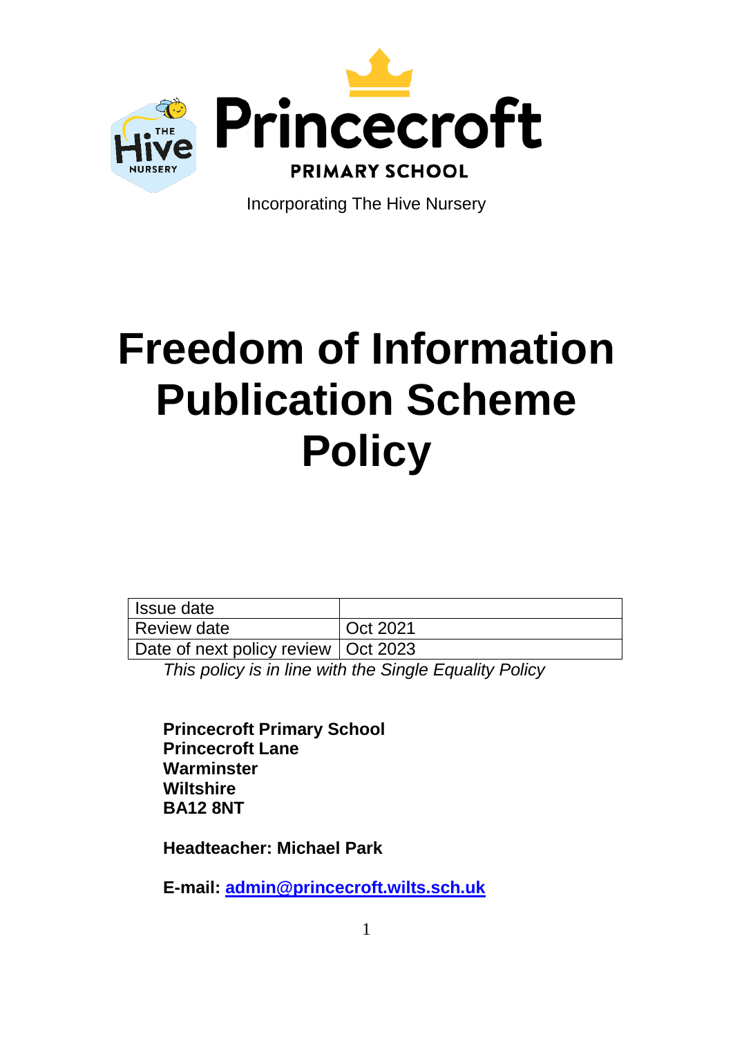Princecroft

PRIMARY SCHOOL

Incorporating The Hive Nursery

# Freedom of Information Publication Scheme Policy

| Issue date | |
|---|---|
| Review date | Oct 2021 |
| Date of next policy review | Oct 2023 |

*This policy is in line with the Single Equality Policy*

**Princecroft Primary School**
**Princecroft Lane**
**Warminster**
**Wiltshire**
**BA12 8NT**

**Headteacher: Michael Park**

**E-mail: admin@princecroft.wilts.sch.uk**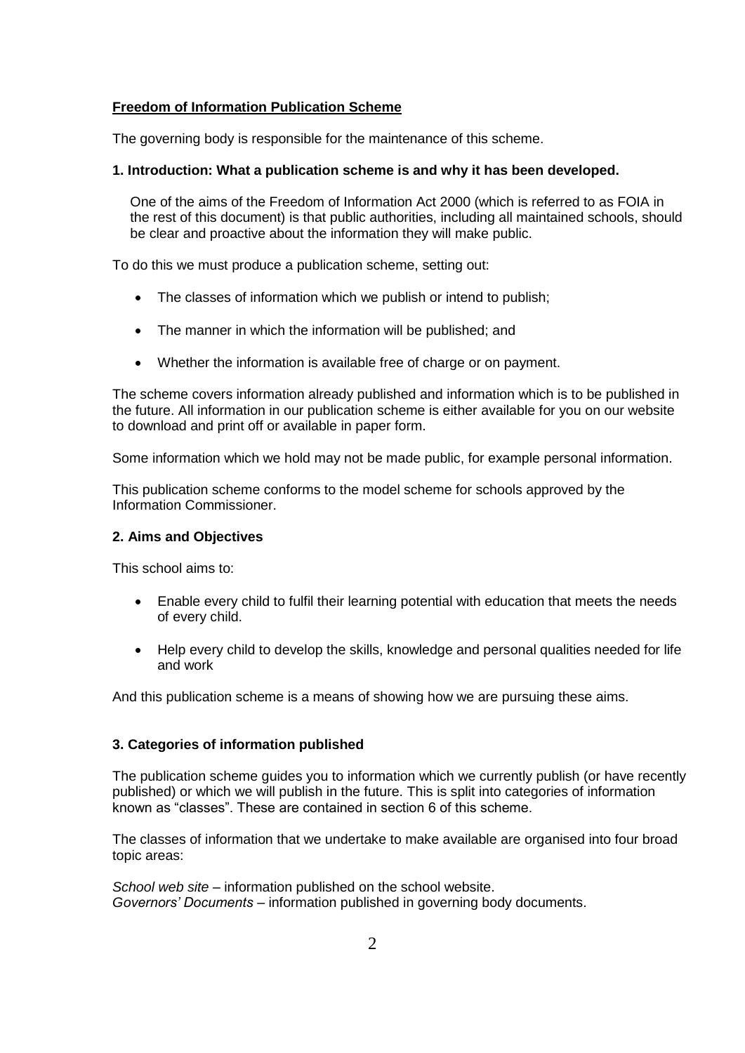**Freedom of Information Publication Scheme**

The governing body is responsible for the maintenance of this scheme.

### 1. Introduction: What a publication scheme is and why it has been developed.

One of the aims of the Freedom of Information Act 2000 (which is referred to as FOIA in the rest of this document) is that public authorities, including all maintained schools, should be clear and proactive about the information they will make public.

To do this we must produce a publication scheme, setting out:

- The classes of information which we publish or intend to publish;
- The manner in which the information will be published; and
- Whether the information is available free of charge or on payment.

The scheme covers information already published and information which is to be published in the future. All information in our publication scheme is either available for you on our website to download and print off or available in paper form.

Some information which we hold may not be made public, for example personal information.

This publication scheme conforms to the model scheme for schools approved by the Information Commissioner.

### 2. Aims and Objectives

This school aims to:

- Enable every child to fulfil their learning potential with education that meets the needs of every child.
- Help every child to develop the skills, knowledge and personal qualities needed for life and work

And this publication scheme is a means of showing how we are pursuing these aims.

### 3. Categories of information published

The publication scheme guides you to information which we currently publish (or have recently published) or which we will publish in the future. This is split into categories of information known as "classes". These are contained in section 6 of this scheme.

The classes of information that we undertake to make available are organised into four broad topic areas:

*School web site* – information published on the school website.
*Governors' Documents* – information published in governing body documents.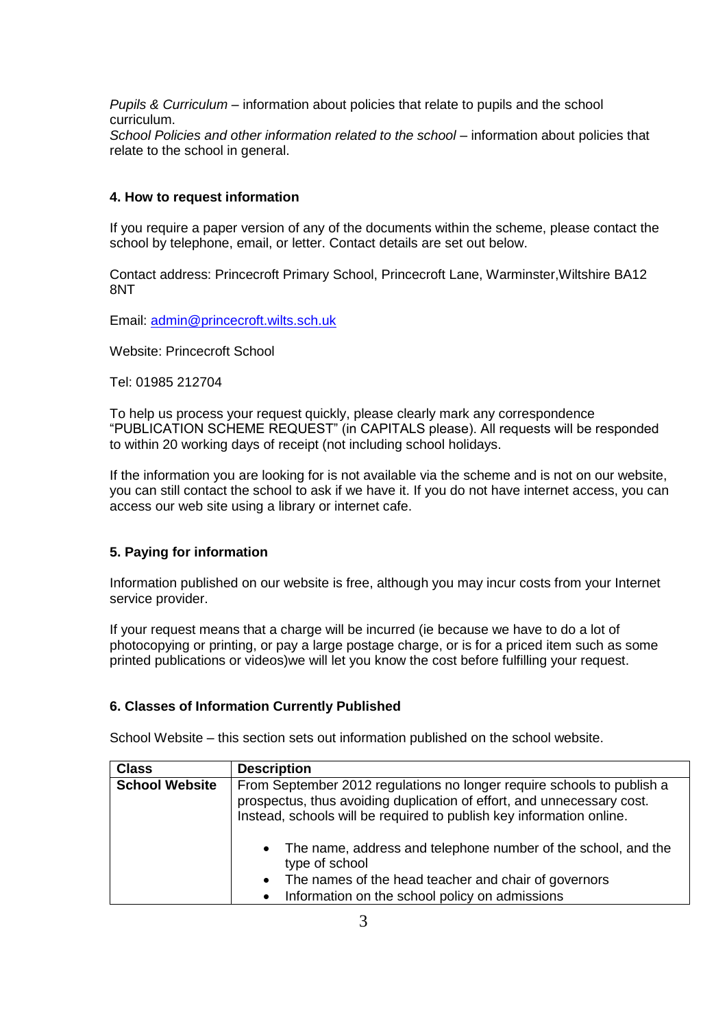*Pupils & Curriculum* – information about policies that relate to pupils and the school curriculum.
*School Policies and other information related to the school* – information about policies that relate to the school in general.

### 4. How to request information

If you require a paper version of any of the documents within the scheme, please contact the school by telephone, email, or letter. Contact details are set out below.

Contact address: Princecroft Primary School, Princecroft Lane, Warminster,Wiltshire BA12 8NT

Email: admin@princecroft.wilts.sch.uk

Website: Princecroft School

Tel: 01985 212704

To help us process your request quickly, please clearly mark any correspondence "PUBLICATION SCHEME REQUEST" (in CAPITALS please). All requests will be responded to within 20 working days of receipt (not including school holidays.

If the information you are looking for is not available via the scheme and is not on our website, you can still contact the school to ask if we have it. If you do not have internet access, you can access our web site using a library or internet cafe.

### 5. Paying for information

Information published on our website is free, although you may incur costs from your Internet service provider.

If your request means that a charge will be incurred (ie because we have to do a lot of photocopying or printing, or pay a large postage charge, or is for a priced item such as some printed publications or videos)we will let you know the cost before fulfilling your request.

### 6. Classes of Information Currently Published

School Website – this section sets out information published on the school website.

| Class | Description |
|---|---|
| **School Website** | From September 2012 regulations no longer require schools to publish a prospectus, thus avoiding duplication of effort, and unnecessary cost. Instead, schools will be required to publish key information online.<br><br>• The name, address and telephone number of the school, and the type of school<br>• The names of the head teacher and chair of governors<br>• Information on the school policy on admissions |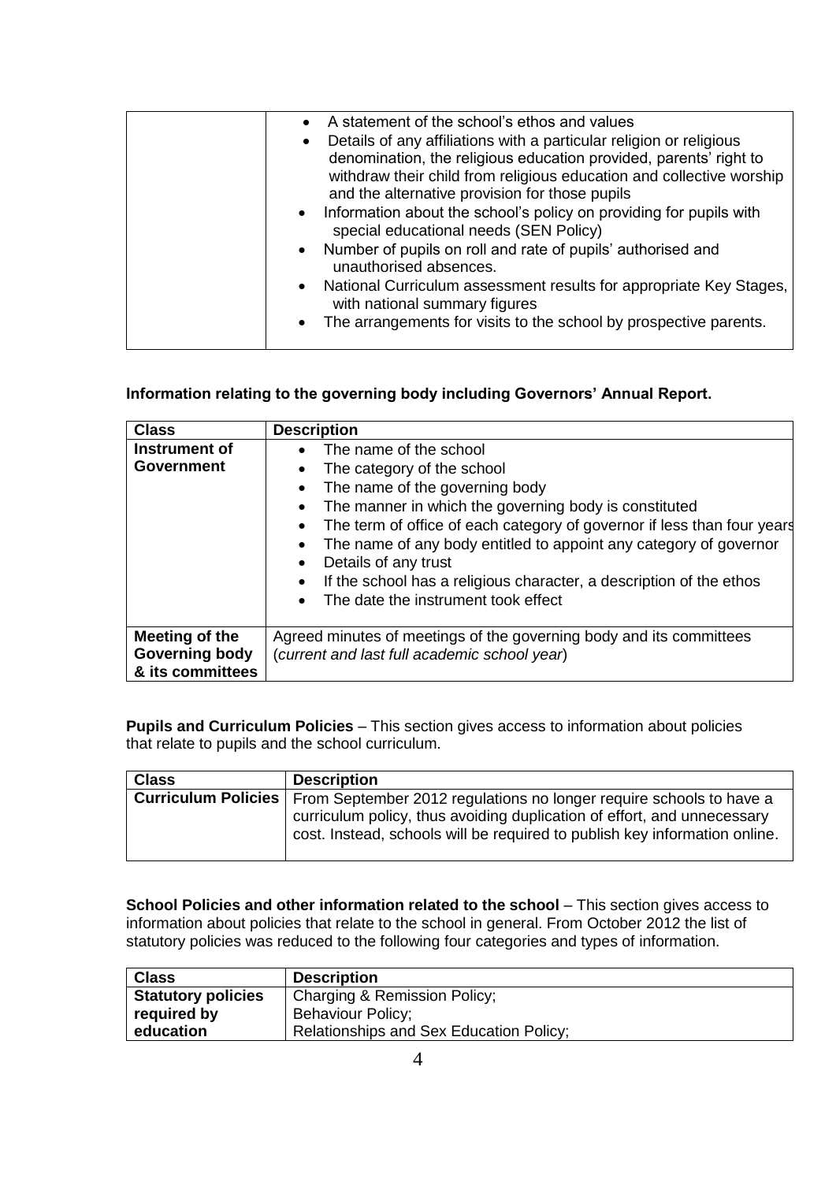| | |
|---|---|
| | • A statement of the school's ethos and values<br>• Details of any affiliations with a particular religion or religious denomination, the religious education provided, parents' right to withdraw their child from religious education and collective worship and the alternative provision for those pupils<br>• Information about the school's policy on providing for pupils with special educational needs (SEN Policy)<br>• Number of pupils on roll and rate of pupils' authorised and unauthorised absences.<br>• National Curriculum assessment results for appropriate Key Stages, with national summary figures<br>• The arrangements for visits to the school by prospective parents. |

**Information relating to the governing body including Governors' Annual Report.**

| Class | Description |
|---|---|
| **Instrument of Government** | • The name of the school<br>• The category of the school<br>• The name of the governing body<br>• The manner in which the governing body is constituted<br>• The term of office of each category of governor if less than four years<br>• The name of any body entitled to appoint any category of governor<br>• Details of any trust<br>• If the school has a religious character, a description of the ethos<br>• The date the instrument took effect |
| **Meeting of the Governing body & its committees** | Agreed minutes of meetings of the governing body and its committees (*current and last full academic school year*) |

**Pupils and Curriculum Policies** – This section gives access to information about policies that relate to pupils and the school curriculum.

| Class | Description |
|---|---|
| **Curriculum Policies** | From September 2012 regulations no longer require schools to have a curriculum policy, thus avoiding duplication of effort, and unnecessary cost. Instead, schools will be required to publish key information online. |

**School Policies and other information related to the school** – This section gives access to information about policies that relate to the school in general. From October 2012 the list of statutory policies was reduced to the following four categories and types of information.

| Class | Description |
|---|---|
| **Statutory policies required by education** | Charging & Remission Policy;<br>Behaviour Policy;<br>Relationships and Sex Education Policy; |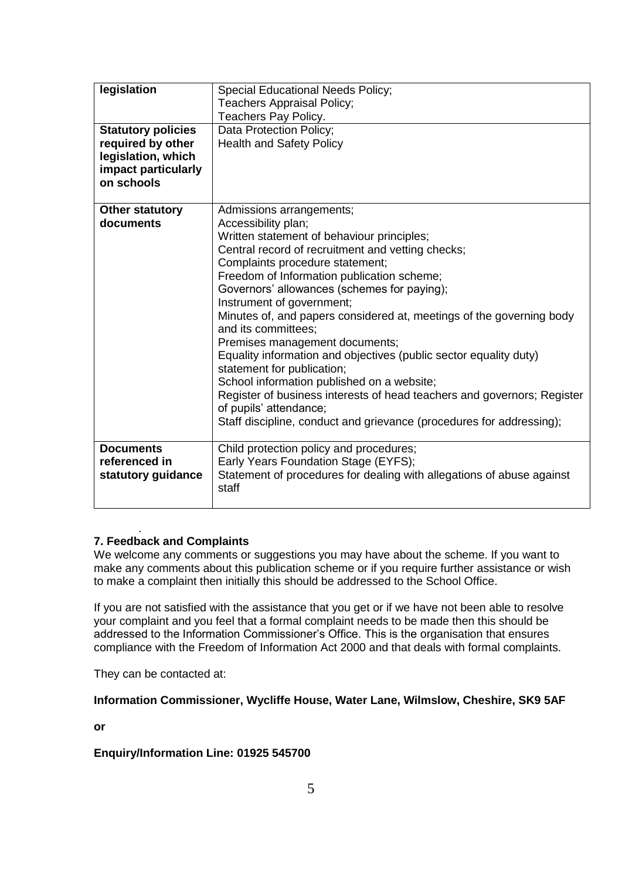| legislation | Special Educational Needs Policy;<br>Teachers Appraisal Policy;<br>Teachers Pay Policy. |
|---|---|
| **Statutory policies required by other legislation, which impact particularly on schools** | Data Protection Policy;<br>Health and Safety Policy |
| **Other statutory documents** | Admissions arrangements;<br>Accessibility plan;<br>Written statement of behaviour principles;<br>Central record of recruitment and vetting checks;<br>Complaints procedure statement;<br>Freedom of Information publication scheme;<br>Governors' allowances (schemes for paying);<br>Instrument of government;<br>Minutes of, and papers considered at, meetings of the governing body and its committees;<br>Premises management documents;<br>Equality information and objectives (public sector equality duty) statement for publication;<br>School information published on a website;<br>Register of business interests of head teachers and governors; Register of pupils' attendance;<br>Staff discipline, conduct and grievance (procedures for addressing); |
| **Documents referenced in statutory guidance** | Child protection policy and procedures;<br>Early Years Foundation Stage (EYFS);<br>Statement of procedures for dealing with allegations of abuse against staff |

## 7. Feedback and Complaints

We welcome any comments or suggestions you may have about the scheme. If you want to make any comments about this publication scheme or if you require further assistance or wish to make a complaint then initially this should be addressed to the School Office.

If you are not satisfied with the assistance that you get or if we have not been able to resolve your complaint and you feel that a formal complaint needs to be made then this should be addressed to the Information Commissioner's Office. This is the organisation that ensures compliance with the Freedom of Information Act 2000 and that deals with formal complaints.

They can be contacted at:

**Information Commissioner, Wycliffe House, Water Lane, Wilmslow, Cheshire, SK9 5AF**

**or**

**Enquiry/Information Line: 01925 545700**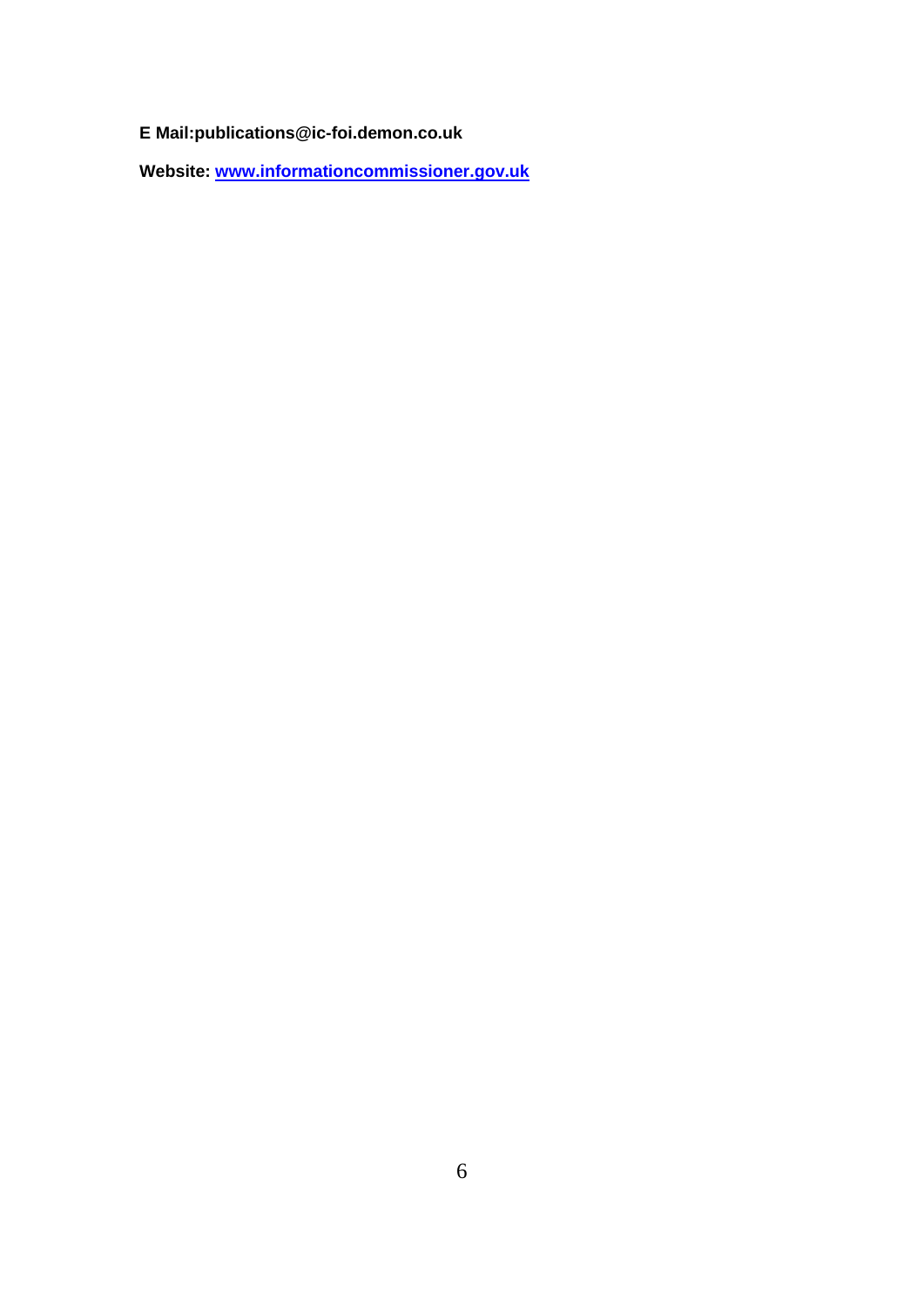**E Mail:publications@ic-foi.demon.co.uk**

**Website: [www.informationcommissioner.gov.uk](http://www.informationcommissioner.gov.uk)**